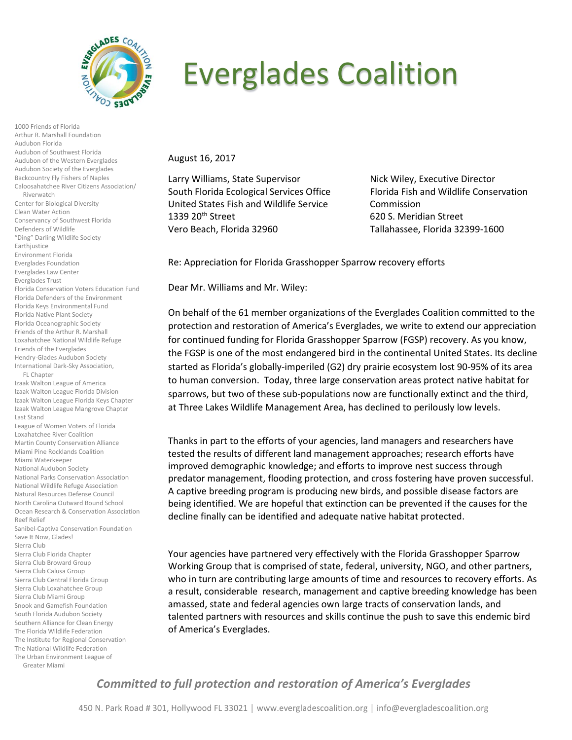# Everglades Coalition

1000 Friends of Florida
Arthur R. Marshall Foundation
Audubon Florida
Audubon of Southwest Florida
Audubon of the Western Everglades
Audubon Society of the Everglades
Backcountry Fly Fishers of Naples
Caloosahatchee River Citizens Association/ Riverwatch
Center for Biological Diversity
Clean Water Action
Conservancy of Southwest Florida
Defenders of Wildlife
"Ding" Darling Wildlife Society
Earthjustice
Environment Florida
Everglades Foundation
Everglades Law Center
Everglades Trust
Florida Conservation Voters Education Fund
Florida Defenders of the Environment
Florida Keys Environmental Fund
Florida Native Plant Society
Florida Oceanographic Society
Friends of the Arthur R. Marshall Loxahatchee National Wildlife Refuge
Friends of the Everglades
Hendry-Glades Audubon Society
International Dark-Sky Association, FL Chapter
Izaak Walton League of America
Izaak Walton League Florida Division
Izaak Walton League Florida Keys Chapter
Izaak Walton League Mangrove Chapter
Last Stand
League of Women Voters of Florida
Loxahatchee River Coalition
Martin County Conservation Alliance
Miami Pine Rocklands Coalition
Miami Waterkeeper
National Audubon Society
National Parks Conservation Association
National Wildlife Refuge Association
Natural Resources Defense Council
North Carolina Outward Bound School
Ocean Research & Conservation Association
Reef Relief
Sanibel-Captiva Conservation Foundation
Save It Now, Glades!
Sierra Club
Sierra Club Florida Chapter
Sierra Club Broward Group
Sierra Club Calusa Group
Sierra Club Central Florida Group
Sierra Club Loxahatchee Group
Sierra Club Miami Group
Snook and Gamefish Foundation
South Florida Audubon Society
Southern Alliance for Clean Energy
The Florida Wildlife Federation
The Institute for Regional Conservation
The National Wildlife Federation
The Urban Environment League of Greater Miami

August 16, 2017

Larry Williams, State Supervisor
South Florida Ecological Services Office
United States Fish and Wildlife Service
1339 20th Street
Vero Beach, Florida 32960

Nick Wiley, Executive Director
Florida Fish and Wildlife Conservation Commission
620 S. Meridian Street
Tallahassee, Florida 32399-1600

Re: Appreciation for Florida Grasshopper Sparrow recovery efforts

Dear Mr. Williams and Mr. Wiley:

On behalf of the 61 member organizations of the Everglades Coalition committed to the protection and restoration of America's Everglades, we write to extend our appreciation for continued funding for Florida Grasshopper Sparrow (FGSP) recovery. As you know, the FGSP is one of the most endangered bird in the continental United States. Its decline started as Florida's globally-imperiled (G2) dry prairie ecosystem lost 90-95% of its area to human conversion. Today, three large conservation areas protect native habitat for sparrows, but two of these sub-populations now are functionally extinct and the third, at Three Lakes Wildlife Management Area, has declined to perilously low levels.

Thanks in part to the efforts of your agencies, land managers and researchers have tested the results of different land management approaches; research efforts have improved demographic knowledge; and efforts to improve nest success through predator management, flooding protection, and cross fostering have proven successful. A captive breeding program is producing new birds, and possible disease factors are being identified. We are hopeful that extinction can be prevented if the causes for the decline finally can be identified and adequate native habitat protected.

Your agencies have partnered very effectively with the Florida Grasshopper Sparrow Working Group that is comprised of state, federal, university, NGO, and other partners, who in turn are contributing large amounts of time and resources to recovery efforts. As a result, considerable research, management and captive breeding knowledge has been amassed, state and federal agencies own large tracts of conservation lands, and talented partners with resources and skills continue the push to save this endemic bird of America's Everglades.

*Committed to full protection and restoration of America's Everglades*

450 N. Park Road # 301, Hollywood FL 33021 | www.evergladescoalition.org | info@evergladescoalition.org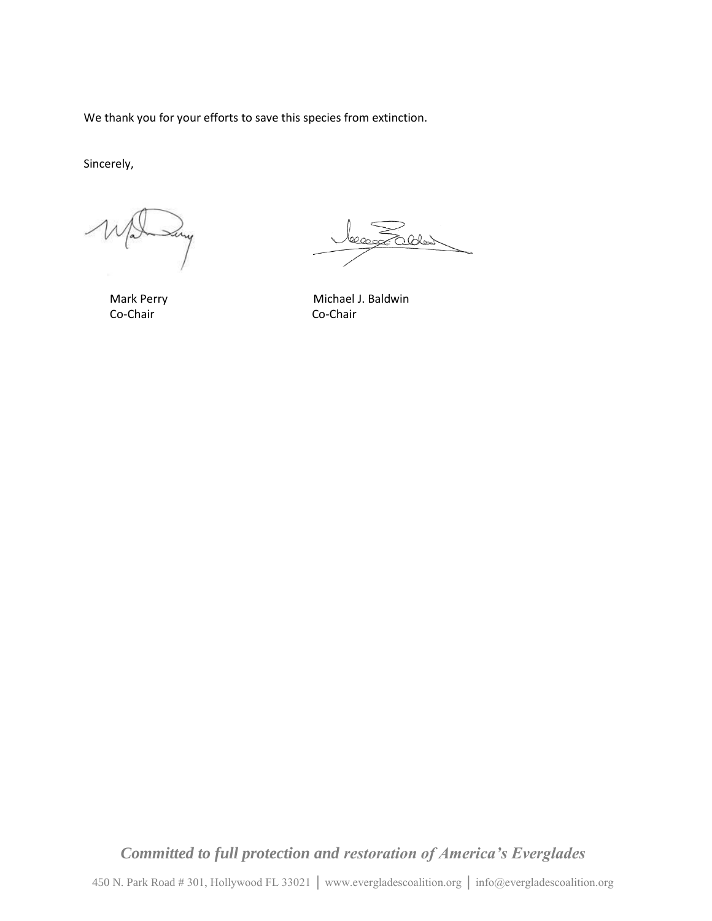We thank you for your efforts to save this species from extinction.

Sincerely,

Mark Perry
Co-Chair

Michael J. Baldwin
Co-Chair

*Committed to full protection and restoration of America's Everglades*

450 N. Park Road # 301, Hollywood FL 33021 | www.evergladescoalition.org | info@evergladescoalition.org